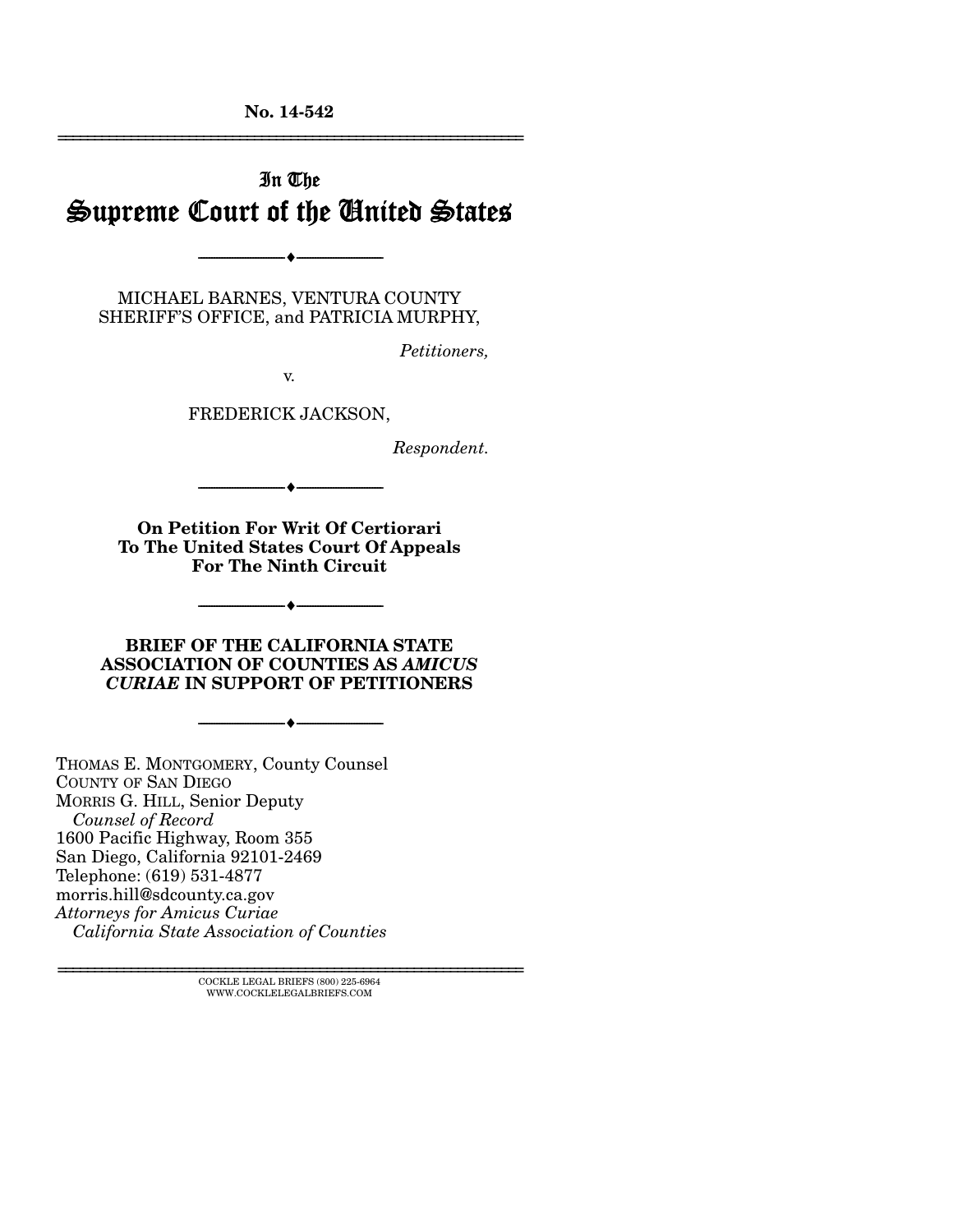No. 14-542

---

In The

# Supreme Court of the United States

---

MICHAEL BARNES, VENTURA COUNTY SHERIFF'S OFFICE, and PATRICIA MURPHY,

*Petitioners,*

v.

FREDERICK JACKSON,

*Respondent.*

---

**On Petition For Writ Of Certiorari To The United States Court Of Appeals For The Ninth Circuit**

---

**BRIEF OF THE CALIFORNIA STATE ASSOCIATION OF COUNTIES AS *AMICUS CURIAE* IN SUPPORT OF PETITIONERS**

---

THOMAS E. MONTGOMERY, County Counsel
COUNTY OF SAN DIEGO
MORRIS G. HILL, Senior Deputy
*Counsel of Record*
1600 Pacific Highway, Room 355
San Diego, California 92101-2469
Telephone: (619) 531-4877
morris.hill@sdcounty.ca.gov
*Attorneys for Amicus Curiae*
*California State Association of Counties*

---

COCKLE LEGAL BRIEFS (800) 225-6964
WWW.COCKLELEGALBRIEFS.COM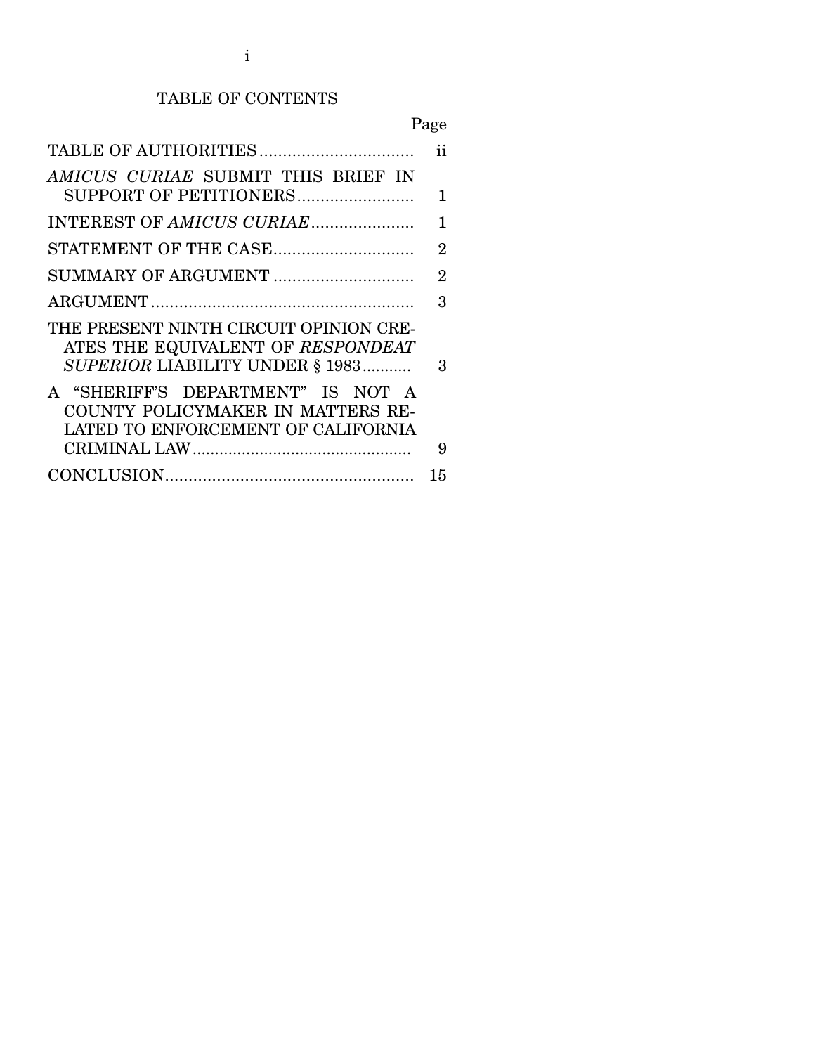# TABLE OF CONTENTS

| | Page |
|---|---|
| TABLE OF AUTHORITIES | ii |
| *AMICUS CURIAE* SUBMIT THIS BRIEF IN SUPPORT OF PETITIONERS | 1 |
| INTEREST OF *AMICUS CURIAE* | 1 |
| STATEMENT OF THE CASE | 2 |
| SUMMARY OF ARGUMENT | 2 |
| ARGUMENT | 3 |
| THE PRESENT NINTH CIRCUIT OPINION CREATES THE EQUIVALENT OF *RESPONDEAT SUPERIOR* LIABILITY UNDER § 1983 | 3 |
| A "SHERIFF'S DEPARTMENT" IS NOT A COUNTY POLICYMAKER IN MATTERS RELATED TO ENFORCEMENT OF CALIFORNIA CRIMINAL LAW | 9 |
| CONCLUSION | 15 |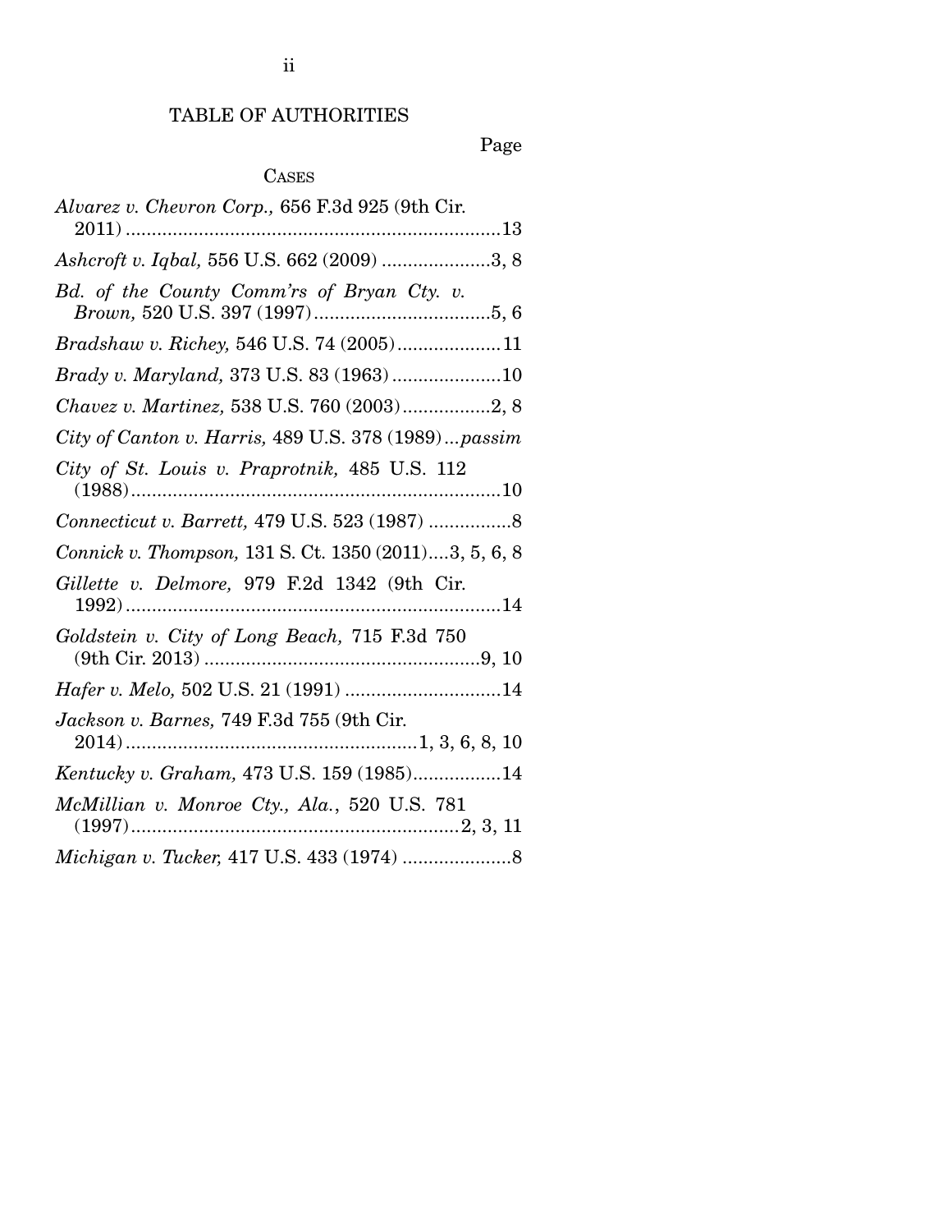# TABLE OF AUTHORITIES

Page

## CASES

*Alvarez v. Chevron Corp.,* 656 F.3d 925 (9th Cir. 2011) ....................................................................13

*Ashcroft v. Iqbal,* 556 U.S. 662 (2009) .....................3, 8

*Bd. of the County Comm'rs of Bryan Cty. v. Brown,* 520 U.S. 397 (1997)..................................5, 6

*Bradshaw v. Richey,* 546 U.S. 74 (2005)....................11

*Brady v. Maryland,* 373 U.S. 83 (1963).....................10

*Chavez v. Martinez,* 538 U.S. 760 (2003).................2, 8

*City of Canton v. Harris,* 489 U.S. 378 (1989)...*passim*

*City of St. Louis v. Praprotnik,* 485 U.S. 112 (1988)......................................................................10

*Connecticut v. Barrett,* 479 U.S. 523 (1987) ................8

*Connick v. Thompson,* 131 S. Ct. 1350 (2011)....3, 5, 6, 8

*Gillette v. Delmore,* 979 F.2d 1342 (9th Cir. 1992)......................................................................14

*Goldstein v. City of Long Beach,* 715 F.3d 750 (9th Cir. 2013) ....................................................9, 10

*Hafer v. Melo,* 502 U.S. 21 (1991) ..............................14

*Jackson v. Barnes,* 749 F.3d 755 (9th Cir. 2014)........................................................1, 3, 6, 8, 10

*Kentucky v. Graham,* 473 U.S. 159 (1985).................14

*McMillian v. Monroe Cty., Ala.*, 520 U.S. 781 (1997)..............................................................2, 3, 11

*Michigan v. Tucker,* 417 U.S. 433 (1974) .....................8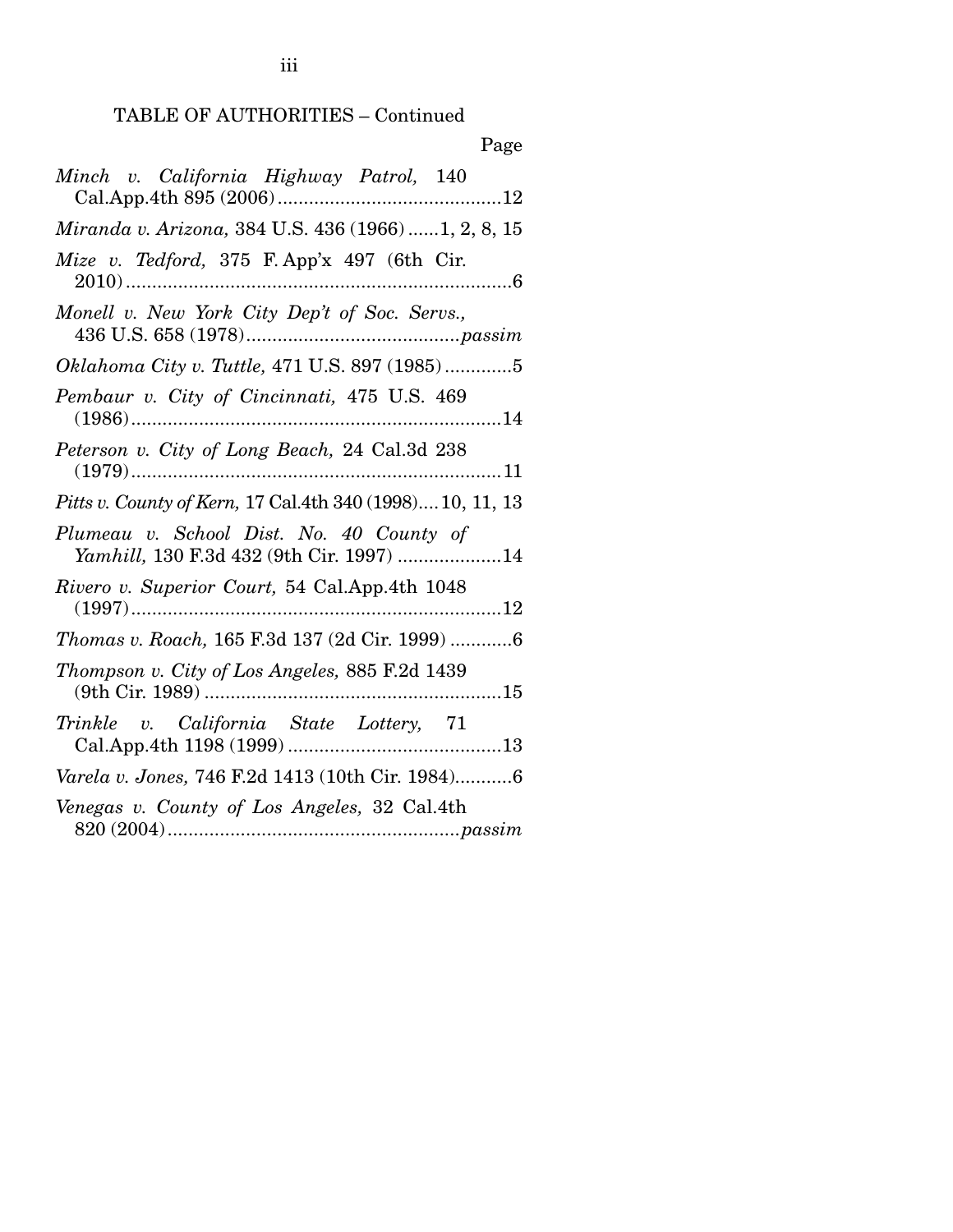TABLE OF AUTHORITIES – Continued

Page

*Minch v. California Highway Patrol,* 140 Cal.App.4th 895 (2006) ..........................................12

*Miranda v. Arizona,* 384 U.S. 436 (1966) ......1, 2, 8, 15

*Mize v. Tedford,* 375 F. App'x 497 (6th Cir. 2010) ..........................................................................6

*Monell v. New York City Dep't of Soc. Servs.,* 436 U.S. 658 (1978) ........................................*passim*

*Oklahoma City v. Tuttle,* 471 U.S. 897 (1985) .............5

*Pembaur v. City of Cincinnati,* 475 U.S. 469 (1986) .......................................................................14

*Peterson v. City of Long Beach,* 24 Cal.3d 238 (1979) .......................................................................11

*Pitts v. County of Kern,* 17 Cal.4th 340 (1998)....10, 11, 13

*Plumeau v. School Dist. No. 40 County of Yamhill,* 130 F.3d 432 (9th Cir. 1997) ....................14

*Rivero v. Superior Court,* 54 Cal.App.4th 1048 (1997) .......................................................................12

*Thomas v. Roach,* 165 F.3d 137 (2d Cir. 1999) ............6

*Thompson v. City of Los Angeles,* 885 F.2d 1439 (9th Cir. 1989) .........................................................15

*Trinkle v. California State Lottery,* 71 Cal.App.4th 1198 (1999) .........................................13

*Varela v. Jones,* 746 F.2d 1413 (10th Cir. 1984)...........6

*Venegas v. County of Los Angeles,* 32 Cal.4th 820 (2004) .......................................................*passim*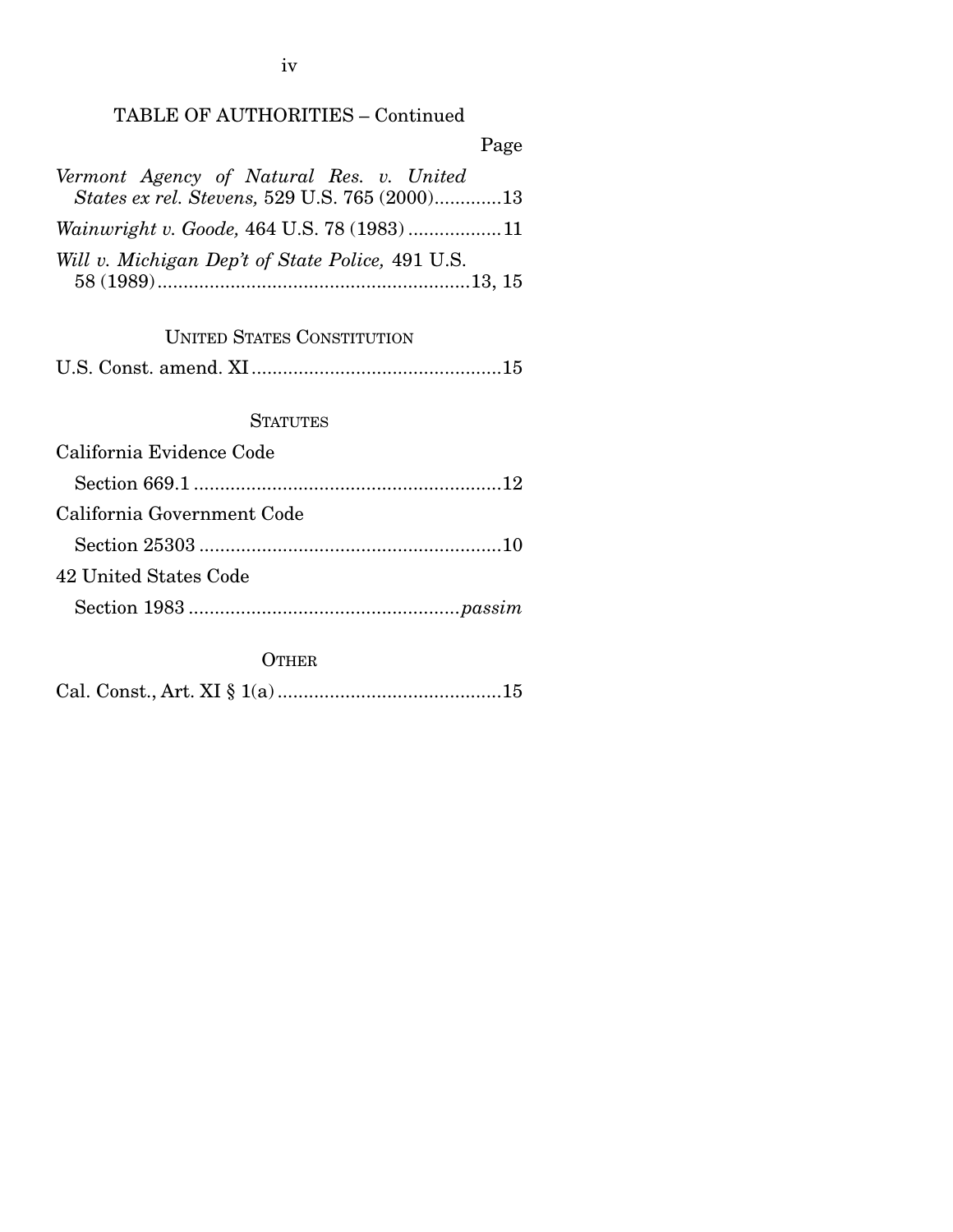TABLE OF AUTHORITIES – Continued

Page

*Vermont Agency of Natural Res. v. United States ex rel. Stevens,* 529 U.S. 765 (2000).............13

*Wainwright v. Goode,* 464 U.S. 78 (1983) ..................11

*Will v. Michigan Dep't of State Police,* 491 U.S. 58 (1989)...........................................................13, 15

UNITED STATES CONSTITUTION

U.S. Const. amend. XI................................................15

STATUTES

California Evidence Code

Section 669.1 ...........................................................12

California Government Code

Section 25303 ..........................................................10

42 United States Code

Section 1983 ...................................................*passim*

OTHER

Cal. Const., Art. XI § 1(a)...........................................15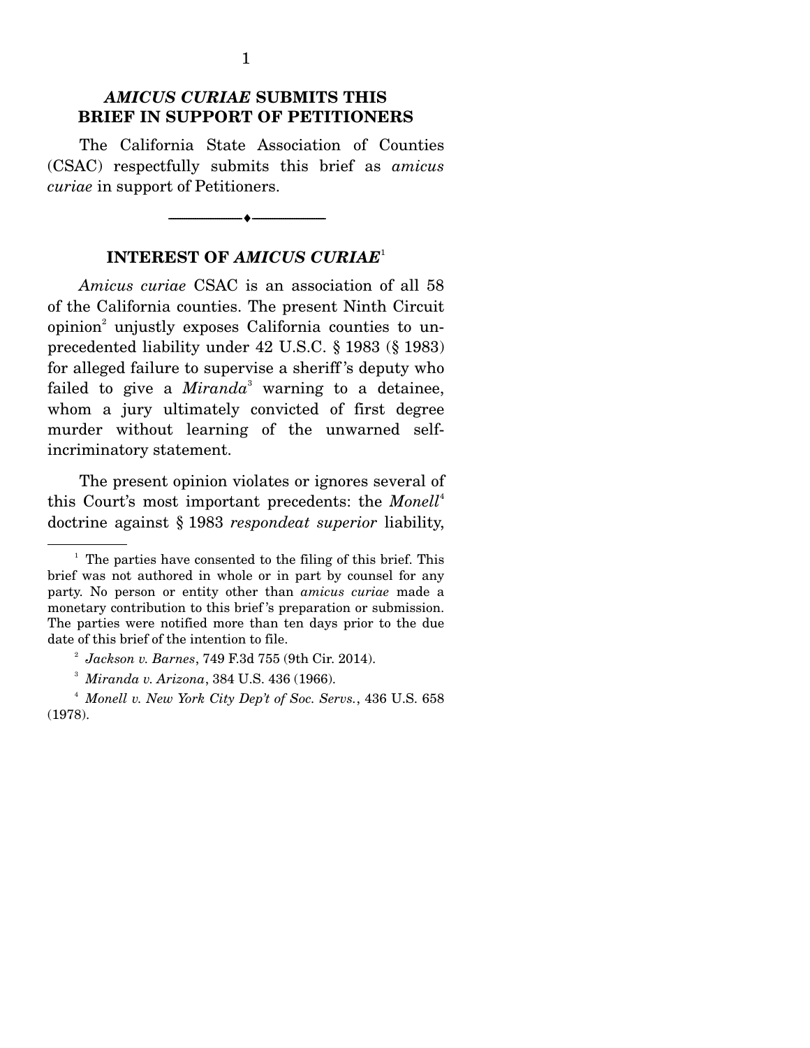## *AMICUS CURIAE* SUBMITS THIS BRIEF IN SUPPORT OF PETITIONERS

The California State Association of Counties (CSAC) respectfully submits this brief as *amicus curiae* in support of Petitioners.

---

## INTEREST OF *AMICUS CURIAE*[1]

*Amicus curiae* CSAC is an association of all 58 of the California counties. The present Ninth Circuit opinion[2] unjustly exposes California counties to unprecedented liability under 42 U.S.C. § 1983 (§ 1983) for alleged failure to supervise a sheriff's deputy who failed to give a *Miranda*[3] warning to a detainee, whom a jury ultimately convicted of first degree murder without learning of the unwarned self-incriminatory statement.

The present opinion violates or ignores several of this Court's most important precedents: the *Monell*[4] doctrine against § 1983 *respondeat superior* liability,

---

[1] The parties have consented to the filing of this brief. This brief was not authored in whole or in part by counsel for any party. No person or entity other than *amicus curiae* made a monetary contribution to this brief's preparation or submission. The parties were notified more than ten days prior to the due date of this brief of the intention to file.

[2] *Jackson v. Barnes*, 749 F.3d 755 (9th Cir. 2014).

[3] *Miranda v. Arizona*, 384 U.S. 436 (1966).

[4] *Monell v. New York City Dep't of Soc. Servs.*, 436 U.S. 658 (1978).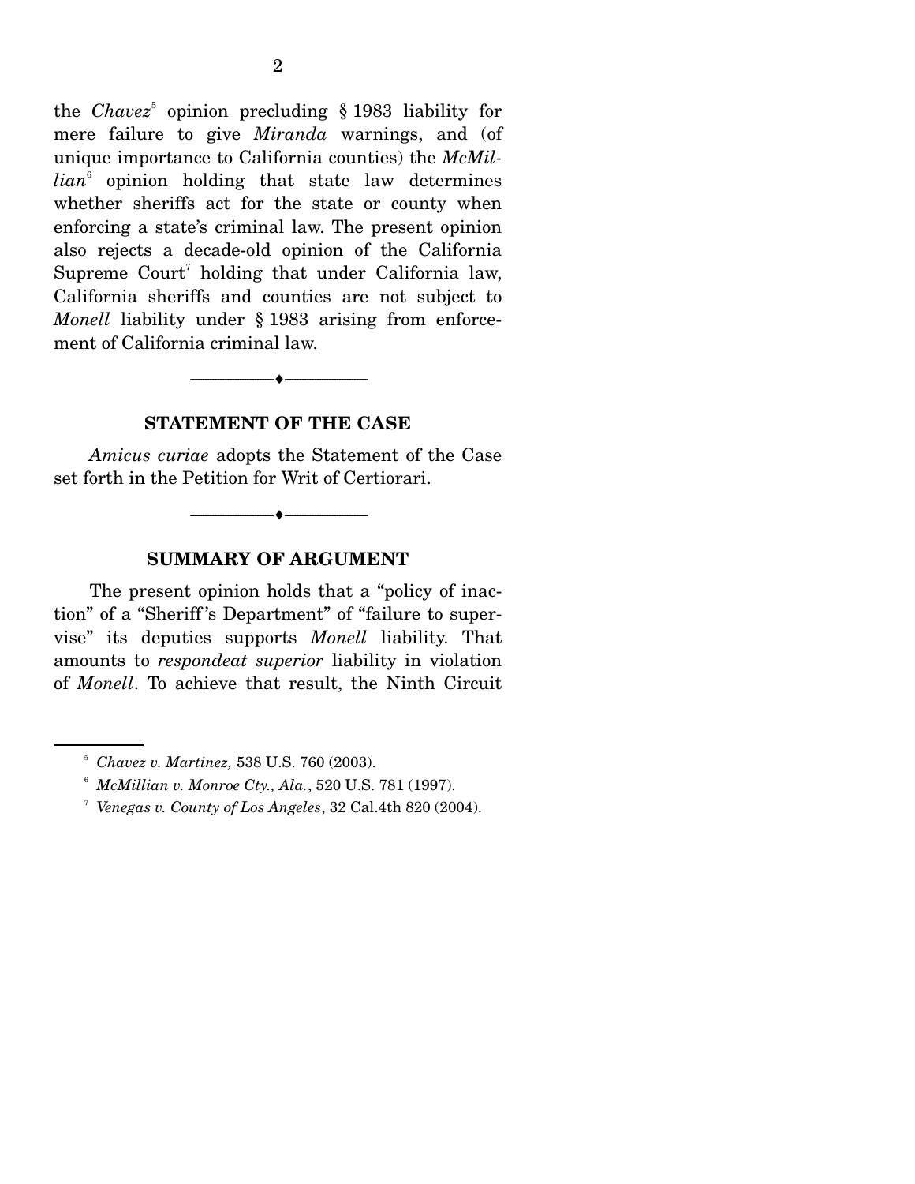the *Chavez*[5] opinion precluding § 1983 liability for mere failure to give *Miranda* warnings, and (of unique importance to California counties) the *McMillian*[6] opinion holding that state law determines whether sheriffs act for the state or county when enforcing a state's criminal law. The present opinion also rejects a decade-old opinion of the California Supreme Court[7] holding that under California law, California sheriffs and counties are not subject to *Monell* liability under § 1983 arising from enforcement of California criminal law.

---

## STATEMENT OF THE CASE

*Amicus curiae* adopts the Statement of the Case set forth in the Petition for Writ of Certiorari.

---

## SUMMARY OF ARGUMENT

The present opinion holds that a "policy of inaction" of a "Sheriff's Department" of "failure to supervise" its deputies supports *Monell* liability. That amounts to *respondeat superior* liability in violation of *Monell*. To achieve that result, the Ninth Circuit

---

[5] *Chavez v. Martinez,* 538 U.S. 760 (2003).

[6] *McMillian v. Monroe Cty., Ala.*, 520 U.S. 781 (1997).

[7] *Venegas v. County of Los Angeles*, 32 Cal.4th 820 (2004).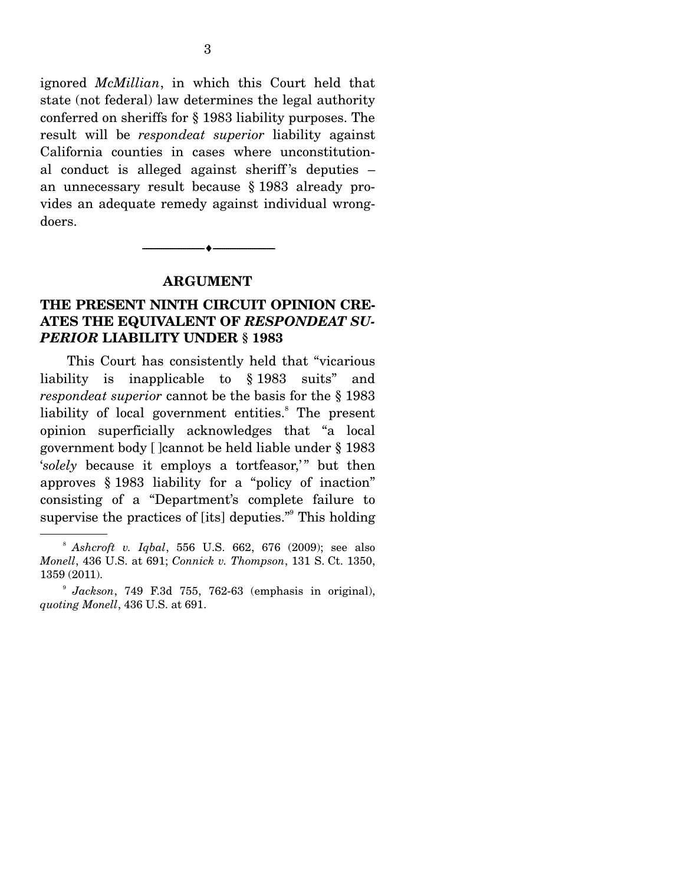ignored *McMillian*, in which this Court held that state (not federal) law determines the legal authority conferred on sheriffs for § 1983 liability purposes. The result will be *respondeat superior* liability against California counties in cases where unconstitutional conduct is alleged against sheriff's deputies – an unnecessary result because § 1983 already provides an adequate remedy against individual wrongdoers.

---

## ARGUMENT

### THE PRESENT NINTH CIRCUIT OPINION CREATES THE EQUIVALENT OF *RESPONDEAT SUPERIOR* LIABILITY UNDER § 1983

This Court has consistently held that "vicarious liability is inapplicable to § 1983 suits" and *respondeat superior* cannot be the basis for the § 1983 liability of local government entities.[8] The present opinion superficially acknowledges that "a local government body [ ]cannot be held liable under § 1983 '*solely* because it employs a tortfeasor,'" but then approves § 1983 liability for a "policy of inaction" consisting of a "Department's complete failure to supervise the practices of [its] deputies."[9] This holding

---

[8] *Ashcroft v. Iqbal*, 556 U.S. 662, 676 (2009); see also *Monell*, 436 U.S. at 691; *Connick v. Thompson*, 131 S. Ct. 1350, 1359 (2011).

[9] *Jackson*, 749 F.3d 755, 762-63 (emphasis in original), *quoting Monell*, 436 U.S. at 691.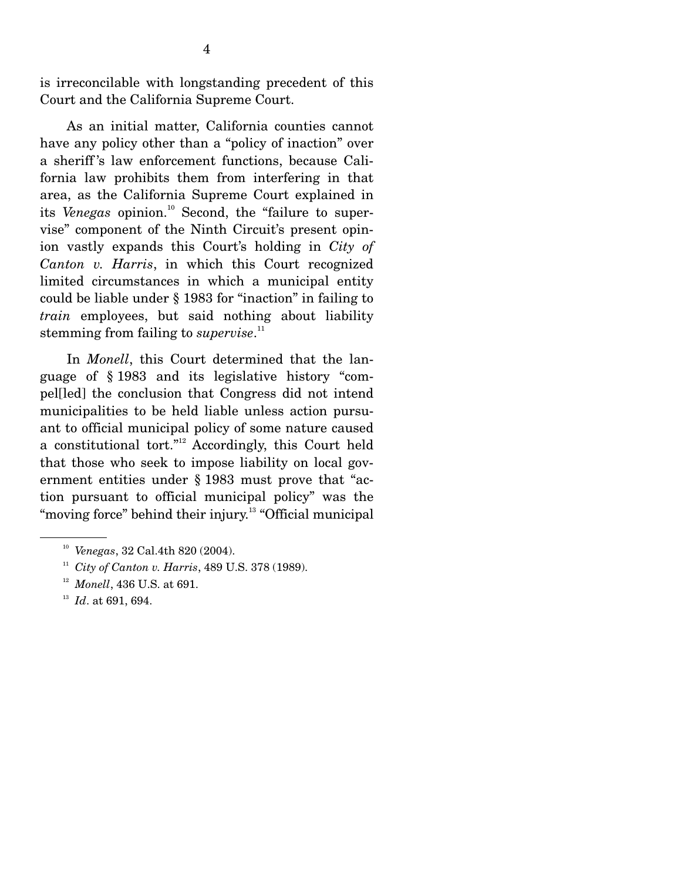is irreconcilable with longstanding precedent of this Court and the California Supreme Court.

As an initial matter, California counties cannot have any policy other than a "policy of inaction" over a sheriff's law enforcement functions, because California law prohibits them from interfering in that area, as the California Supreme Court explained in its *Venegas* opinion.[10] Second, the "failure to supervise" component of the Ninth Circuit's present opinion vastly expands this Court's holding in *City of Canton v. Harris*, in which this Court recognized limited circumstances in which a municipal entity could be liable under § 1983 for "inaction" in failing to *train* employees, but said nothing about liability stemming from failing to *supervise*.[11]

In *Monell*, this Court determined that the language of § 1983 and its legislative history "compel[led] the conclusion that Congress did not intend municipalities to be held liable unless action pursuant to official municipal policy of some nature caused a constitutional tort."[12] Accordingly, this Court held that those who seek to impose liability on local government entities under § 1983 must prove that "action pursuant to official municipal policy" was the "moving force" behind their injury.[13] "Official municipal

---

[10] *Venegas*, 32 Cal.4th 820 (2004).

[11] *City of Canton v. Harris*, 489 U.S. 378 (1989).

[12] *Monell*, 436 U.S. at 691.

[13] *Id*. at 691, 694.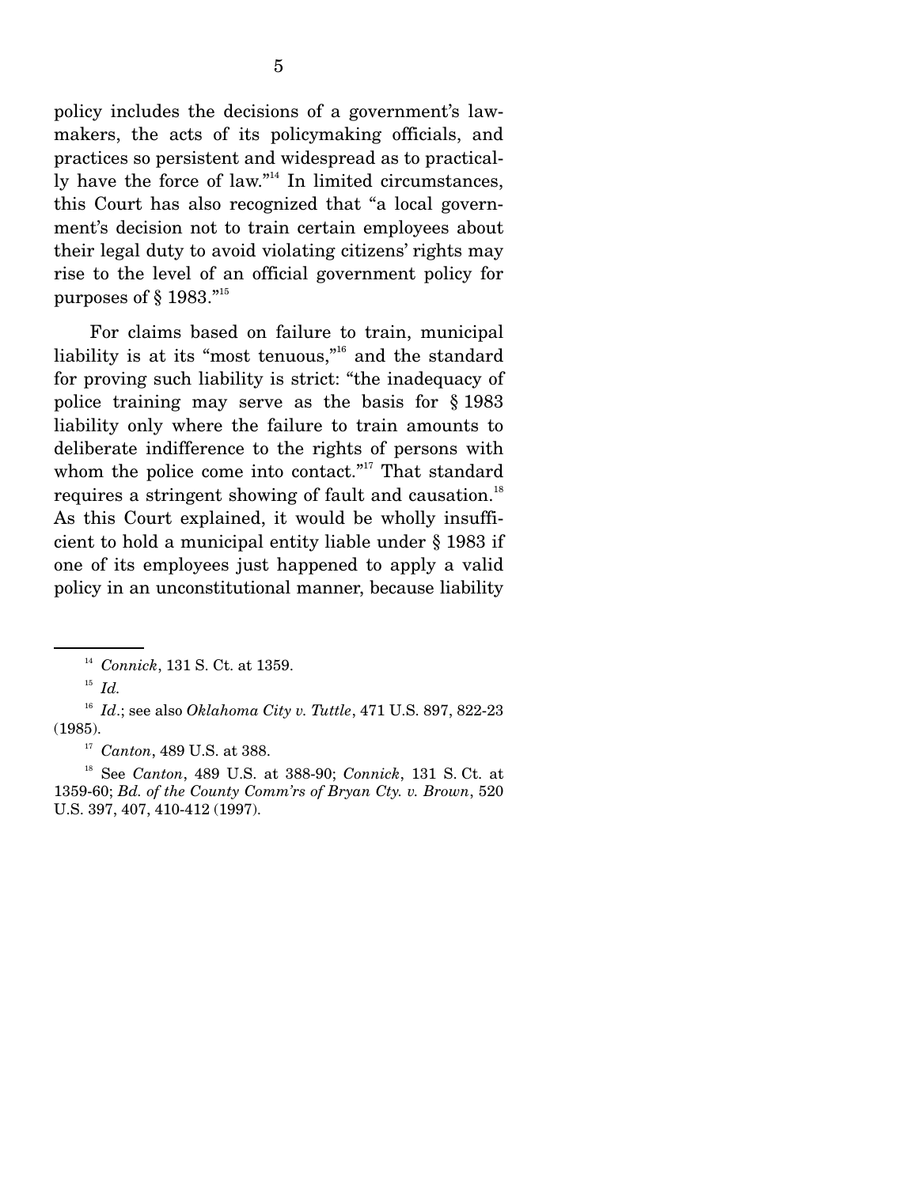policy includes the decisions of a government's law-makers, the acts of its policymaking officials, and practices so persistent and widespread as to practically have the force of law."[14] In limited circumstances, this Court has also recognized that "a local government's decision not to train certain employees about their legal duty to avoid violating citizens' rights may rise to the level of an official government policy for purposes of § 1983."[15]

For claims based on failure to train, municipal liability is at its "most tenuous,"[16] and the standard for proving such liability is strict: "the inadequacy of police training may serve as the basis for § 1983 liability only where the failure to train amounts to deliberate indifference to the rights of persons with whom the police come into contact."[17] That standard requires a stringent showing of fault and causation.[18] As this Court explained, it would be wholly insufficient to hold a municipal entity liable under § 1983 if one of its employees just happened to apply a valid policy in an unconstitutional manner, because liability

---

[14] *Connick*, 131 S. Ct. at 1359.

[15] *Id.*

[16] *Id*.; see also *Oklahoma City v. Tuttle*, 471 U.S. 897, 822-23 (1985).

[17] *Canton*, 489 U.S. at 388.

[18] See *Canton*, 489 U.S. at 388-90; *Connick*, 131 S. Ct. at 1359-60; *Bd. of the County Comm'rs of Bryan Cty. v. Brown*, 520 U.S. 397, 407, 410-412 (1997).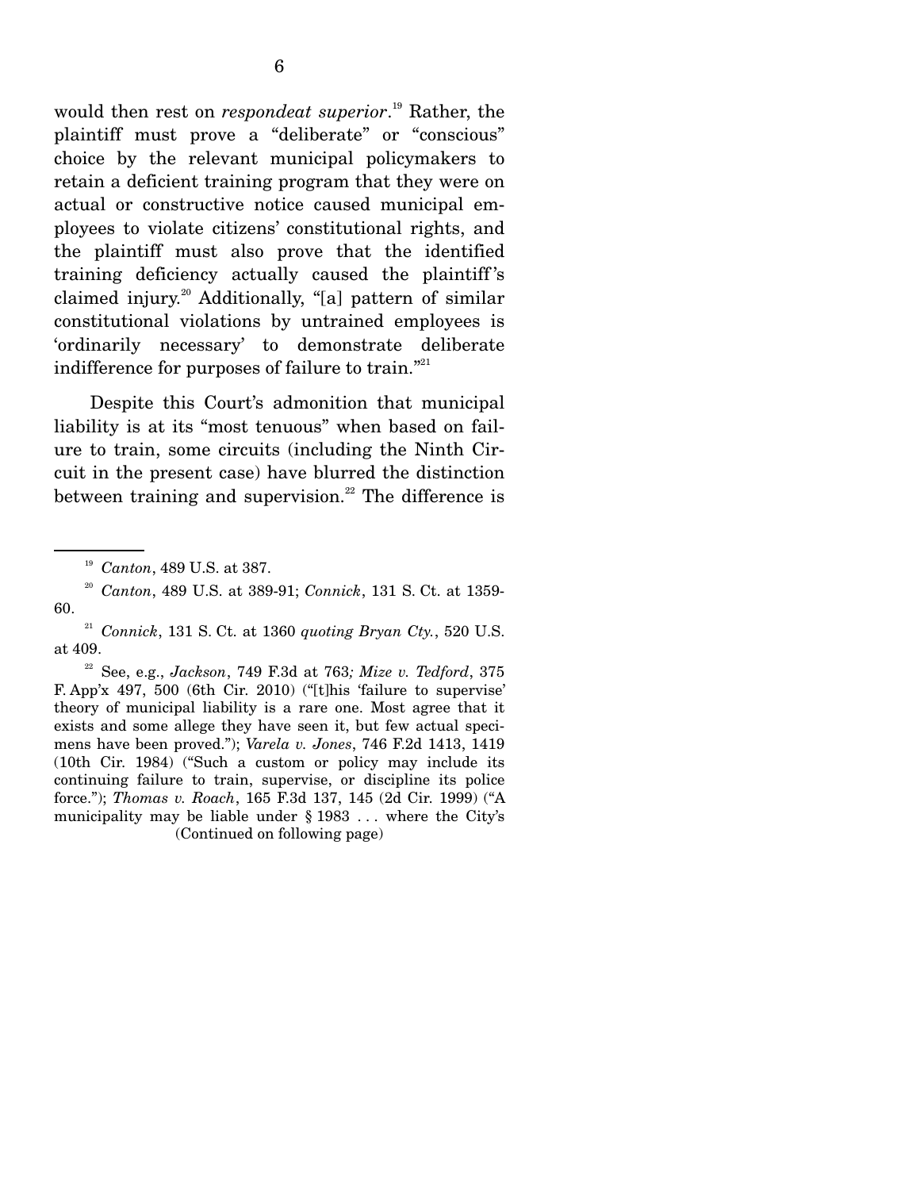would then rest on *respondeat superior*.[19] Rather, the plaintiff must prove a "deliberate" or "conscious" choice by the relevant municipal policymakers to retain a deficient training program that they were on actual or constructive notice caused municipal employees to violate citizens' constitutional rights, and the plaintiff must also prove that the identified training deficiency actually caused the plaintiff's claimed injury.[20] Additionally, "[a] pattern of similar constitutional violations by untrained employees is 'ordinarily necessary' to demonstrate deliberate indifference for purposes of failure to train."[21]

Despite this Court's admonition that municipal liability is at its "most tenuous" when based on failure to train, some circuits (including the Ninth Circuit in the present case) have blurred the distinction between training and supervision.[22] The difference is

---

[19] *Canton*, 489 U.S. at 387.

[20] *Canton*, 489 U.S. at 389-91; *Connick*, 131 S. Ct. at 1359-60.

[21] *Connick*, 131 S. Ct. at 1360 *quoting Bryan Cty.*, 520 U.S. at 409.

[22] See, e.g., *Jackson*, 749 F.3d at 763*; Mize v. Tedford*, 375 F. App'x 497, 500 (6th Cir. 2010) ("[t]his 'failure to supervise' theory of municipal liability is a rare one. Most agree that it exists and some allege they have seen it, but few actual specimens have been proved."); *Varela v. Jones*, 746 F.2d 1413, 1419 (10th Cir. 1984) ("Such a custom or policy may include its continuing failure to train, supervise, or discipline its police force."); *Thomas v. Roach*, 165 F.3d 137, 145 (2d Cir. 1999) ("A municipality may be liable under § 1983 . . . where the City's

(Continued on following page)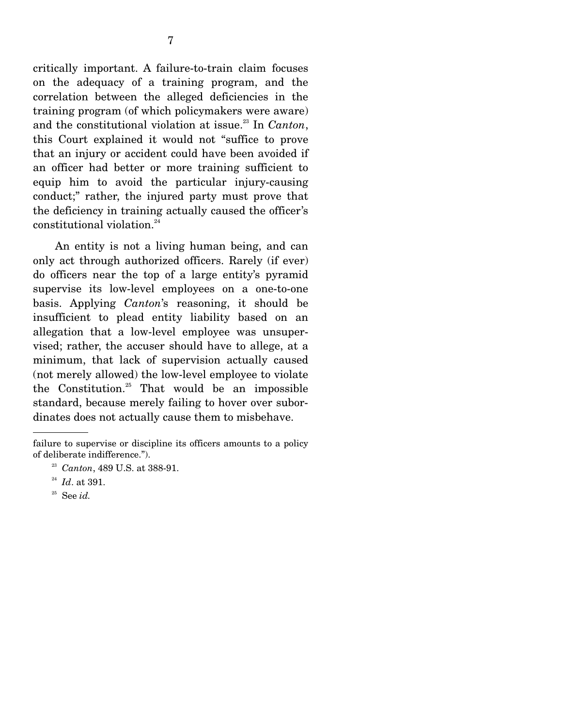critically important. A failure-to-train claim focuses on the adequacy of a training program, and the correlation between the alleged deficiencies in the training program (of which policymakers were aware) and the constitutional violation at issue.[23] In *Canton*, this Court explained it would not "suffice to prove that an injury or accident could have been avoided if an officer had better or more training sufficient to equip him to avoid the particular injury-causing conduct;" rather, the injured party must prove that the deficiency in training actually caused the officer's constitutional violation.[24]

An entity is not a living human being, and can only act through authorized officers. Rarely (if ever) do officers near the top of a large entity's pyramid supervise its low-level employees on a one-to-one basis. Applying *Canton*'s reasoning, it should be insufficient to plead entity liability based on an allegation that a low-level employee was unsupervised; rather, the accuser should have to allege, at a minimum, that lack of supervision actually caused (not merely allowed) the low-level employee to violate the Constitution.[25] That would be an impossible standard, because merely failing to hover over subordinates does not actually cause them to misbehave.

---

failure to supervise or discipline its officers amounts to a policy of deliberate indifference.").

[23] *Canton*, 489 U.S. at 388-91.

[24] *Id*. at 391.

[25] See *id.*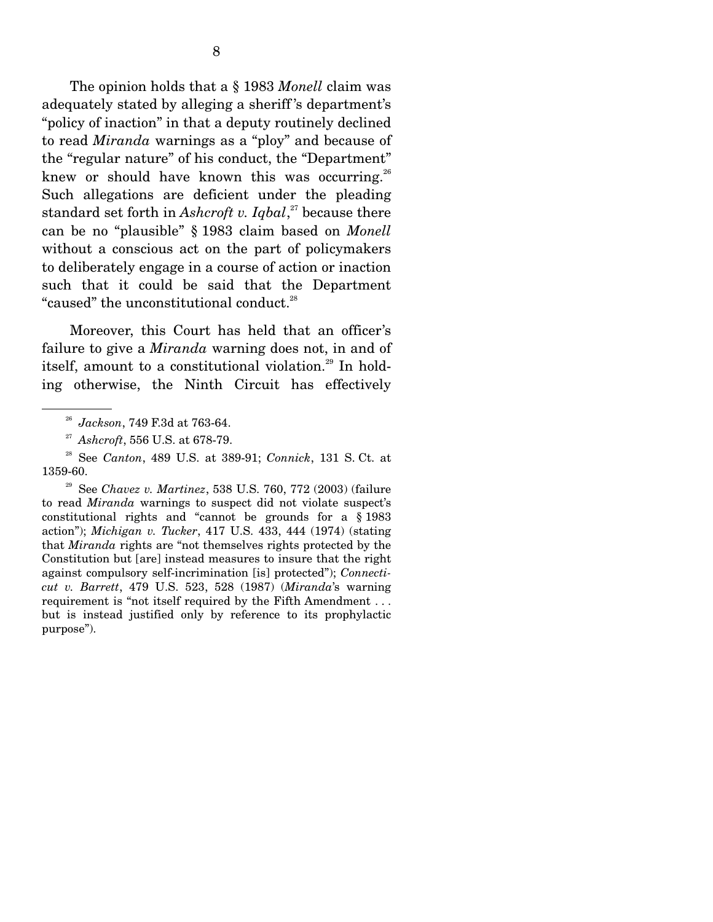The opinion holds that a § 1983 *Monell* claim was adequately stated by alleging a sheriff's department's "policy of inaction" in that a deputy routinely declined to read *Miranda* warnings as a "ploy" and because of the "regular nature" of his conduct, the "Department" knew or should have known this was occurring.[26] Such allegations are deficient under the pleading standard set forth in *Ashcroft v. Iqbal*,[27] because there can be no "plausible" § 1983 claim based on *Monell* without a conscious act on the part of policymakers to deliberately engage in a course of action or inaction such that it could be said that the Department "caused" the unconstitutional conduct.[28]

Moreover, this Court has held that an officer's failure to give a *Miranda* warning does not, in and of itself, amount to a constitutional violation.[29] In holding otherwise, the Ninth Circuit has effectively

---

[26] *Jackson*, 749 F.3d at 763-64.

[27] *Ashcroft*, 556 U.S. at 678-79.

[28] See *Canton*, 489 U.S. at 389-91; *Connick*, 131 S. Ct. at 1359-60.

[29] See *Chavez v. Martinez*, 538 U.S. 760, 772 (2003) (failure to read *Miranda* warnings to suspect did not violate suspect's constitutional rights and "cannot be grounds for a § 1983 action"); *Michigan v. Tucker*, 417 U.S. 433, 444 (1974) (stating that *Miranda* rights are "not themselves rights protected by the Constitution but [are] instead measures to insure that the right against compulsory self-incrimination [is] protected"); *Connecticut v. Barrett*, 479 U.S. 523, 528 (1987) (*Miranda*'s warning requirement is "not itself required by the Fifth Amendment . . . but is instead justified only by reference to its prophylactic purpose").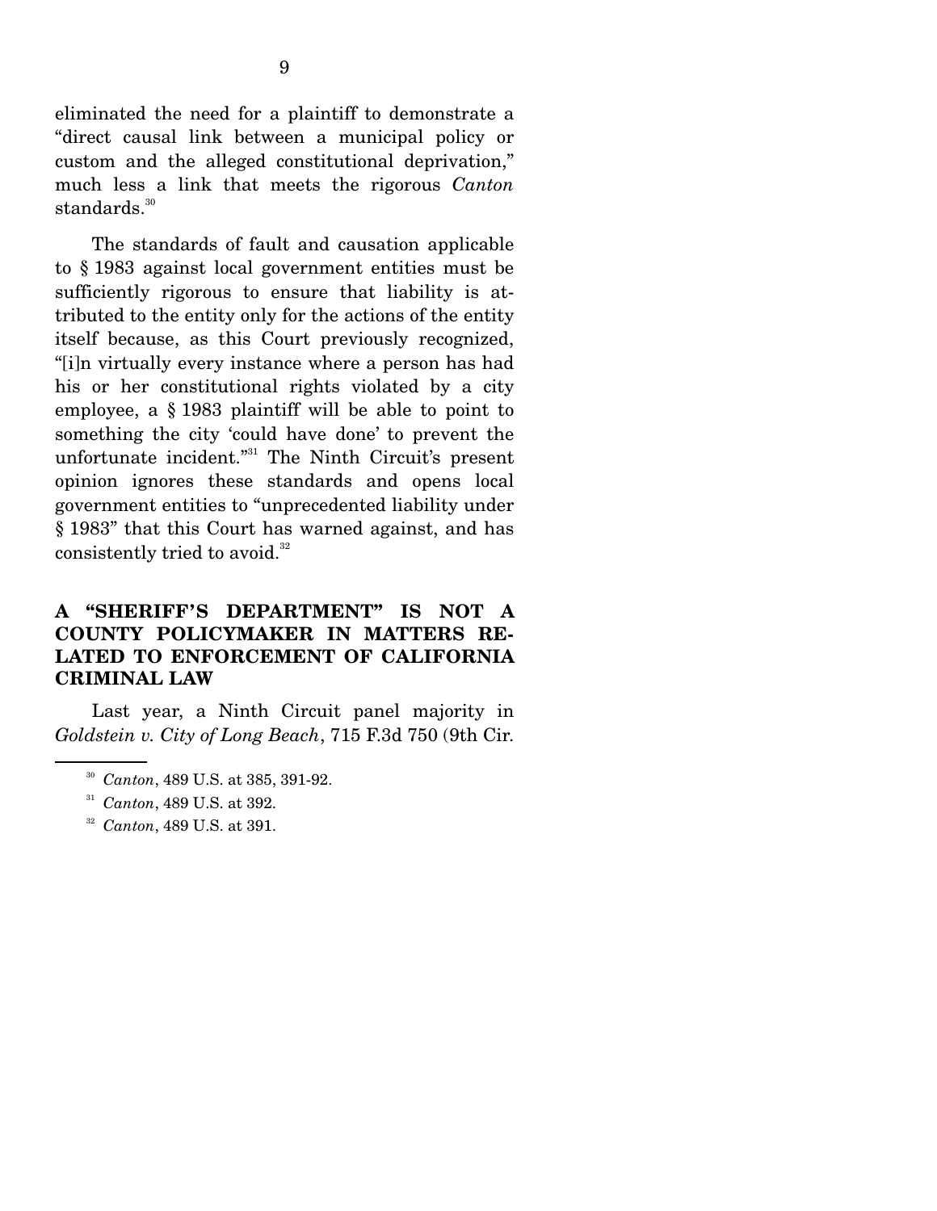eliminated the need for a plaintiff to demonstrate a "direct causal link between a municipal policy or custom and the alleged constitutional deprivation," much less a link that meets the rigorous *Canton* standards.[30]

The standards of fault and causation applicable to § 1983 against local government entities must be sufficiently rigorous to ensure that liability is attributed to the entity only for the actions of the entity itself because, as this Court previously recognized, "[i]n virtually every instance where a person has had his or her constitutional rights violated by a city employee, a § 1983 plaintiff will be able to point to something the city 'could have done' to prevent the unfortunate incident."[31] The Ninth Circuit's present opinion ignores these standards and opens local government entities to "unprecedented liability under § 1983" that this Court has warned against, and has consistently tried to avoid.[32]

## A "SHERIFF'S DEPARTMENT" IS NOT A COUNTY POLICYMAKER IN MATTERS RELATED TO ENFORCEMENT OF CALIFORNIA CRIMINAL LAW

Last year, a Ninth Circuit panel majority in *Goldstein v. City of Long Beach*, 715 F.3d 750 (9th Cir.

---

[30] *Canton*, 489 U.S. at 385, 391-92.

[31] *Canton*, 489 U.S. at 392.

[32] *Canton*, 489 U.S. at 391.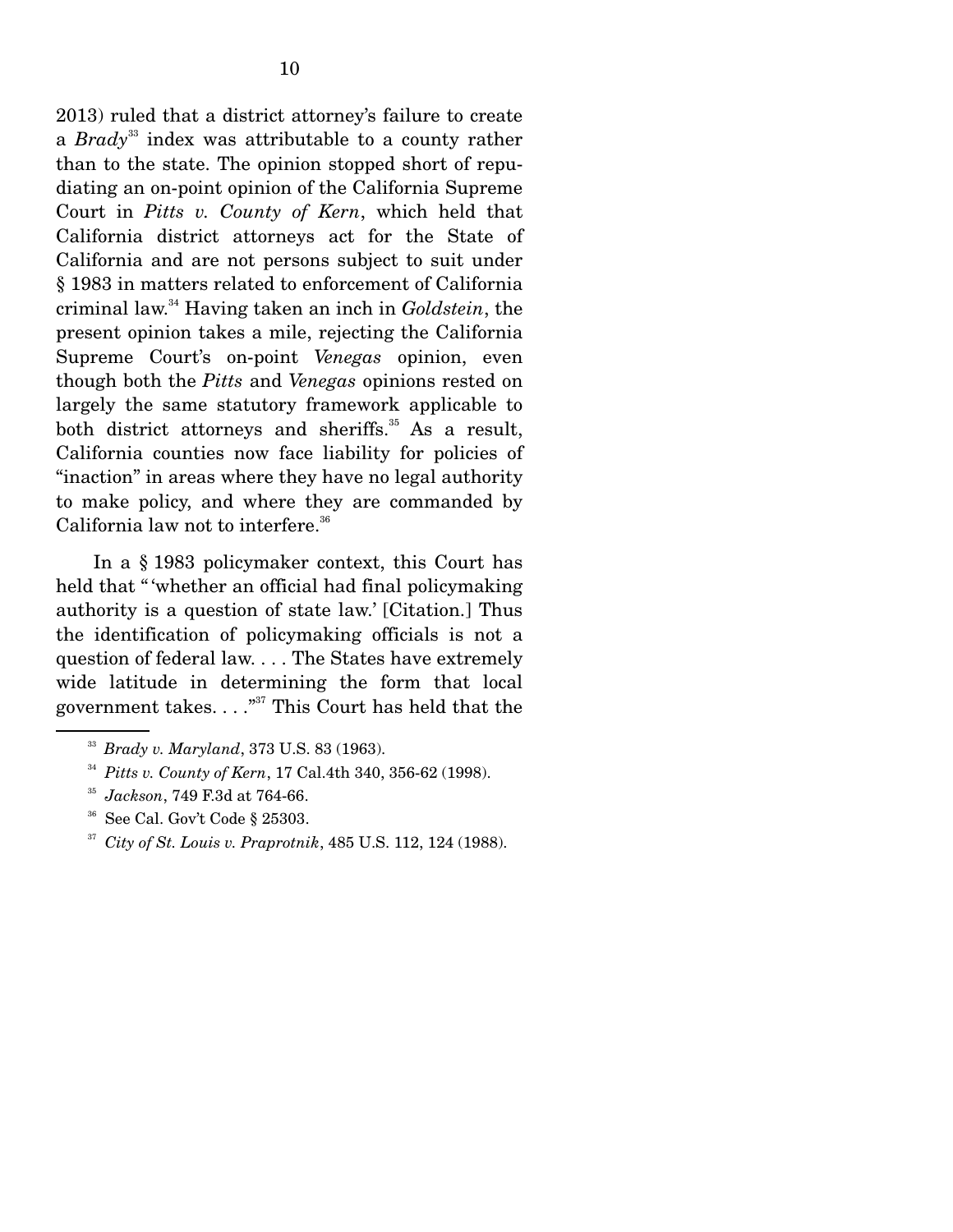2013) ruled that a district attorney's failure to create a *Brady*[33] index was attributable to a county rather than to the state. The opinion stopped short of repudiating an on-point opinion of the California Supreme Court in *Pitts v. County of Kern*, which held that California district attorneys act for the State of California and are not persons subject to suit under § 1983 in matters related to enforcement of California criminal law.[34] Having taken an inch in *Goldstein*, the present opinion takes a mile, rejecting the California Supreme Court's on-point *Venegas* opinion, even though both the *Pitts* and *Venegas* opinions rested on largely the same statutory framework applicable to both district attorneys and sheriffs.[35] As a result, California counties now face liability for policies of "inaction" in areas where they have no legal authority to make policy, and where they are commanded by California law not to interfere.[36]

In a § 1983 policymaker context, this Court has held that "'whether an official had final policymaking authority is a question of state law.' [Citation.] Thus the identification of policymaking officials is not a question of federal law. . . . The States have extremely wide latitude in determining the form that local government takes. . . ."[37] This Court has held that the

---

[33] *Brady v. Maryland*, 373 U.S. 83 (1963).

[34] *Pitts v. County of Kern*, 17 Cal.4th 340, 356-62 (1998).

[35] *Jackson*, 749 F.3d at 764-66.

[36] See Cal. Gov't Code § 25303.

[37] *City of St. Louis v. Praprotnik*, 485 U.S. 112, 124 (1988).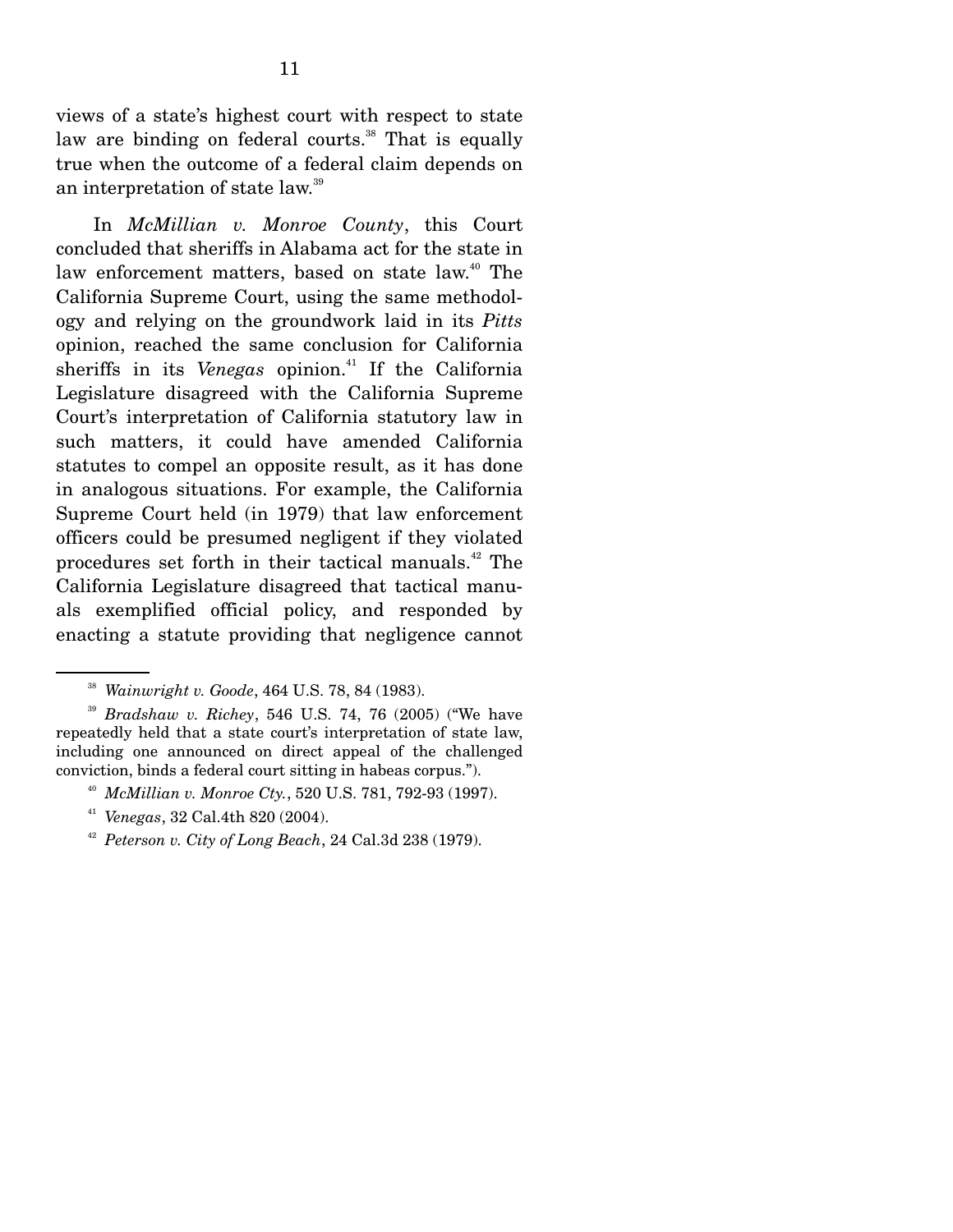views of a state's highest court with respect to state law are binding on federal courts.[38] That is equally true when the outcome of a federal claim depends on an interpretation of state law.[39]

In *McMillian v. Monroe County*, this Court concluded that sheriffs in Alabama act for the state in law enforcement matters, based on state law.[40] The California Supreme Court, using the same methodology and relying on the groundwork laid in its *Pitts* opinion, reached the same conclusion for California sheriffs in its *Venegas* opinion.[41] If the California Legislature disagreed with the California Supreme Court's interpretation of California statutory law in such matters, it could have amended California statutes to compel an opposite result, as it has done in analogous situations. For example, the California Supreme Court held (in 1979) that law enforcement officers could be presumed negligent if they violated procedures set forth in their tactical manuals.[42] The California Legislature disagreed that tactical manuals exemplified official policy, and responded by enacting a statute providing that negligence cannot

---

[38] *Wainwright v. Goode*, 464 U.S. 78, 84 (1983).

[39] *Bradshaw v. Richey*, 546 U.S. 74, 76 (2005) ("We have repeatedly held that a state court's interpretation of state law, including one announced on direct appeal of the challenged conviction, binds a federal court sitting in habeas corpus.").

[40] *McMillian v. Monroe Cty.*, 520 U.S. 781, 792-93 (1997).

[41] *Venegas*, 32 Cal.4th 820 (2004).

[42] *Peterson v. City of Long Beach*, 24 Cal.3d 238 (1979).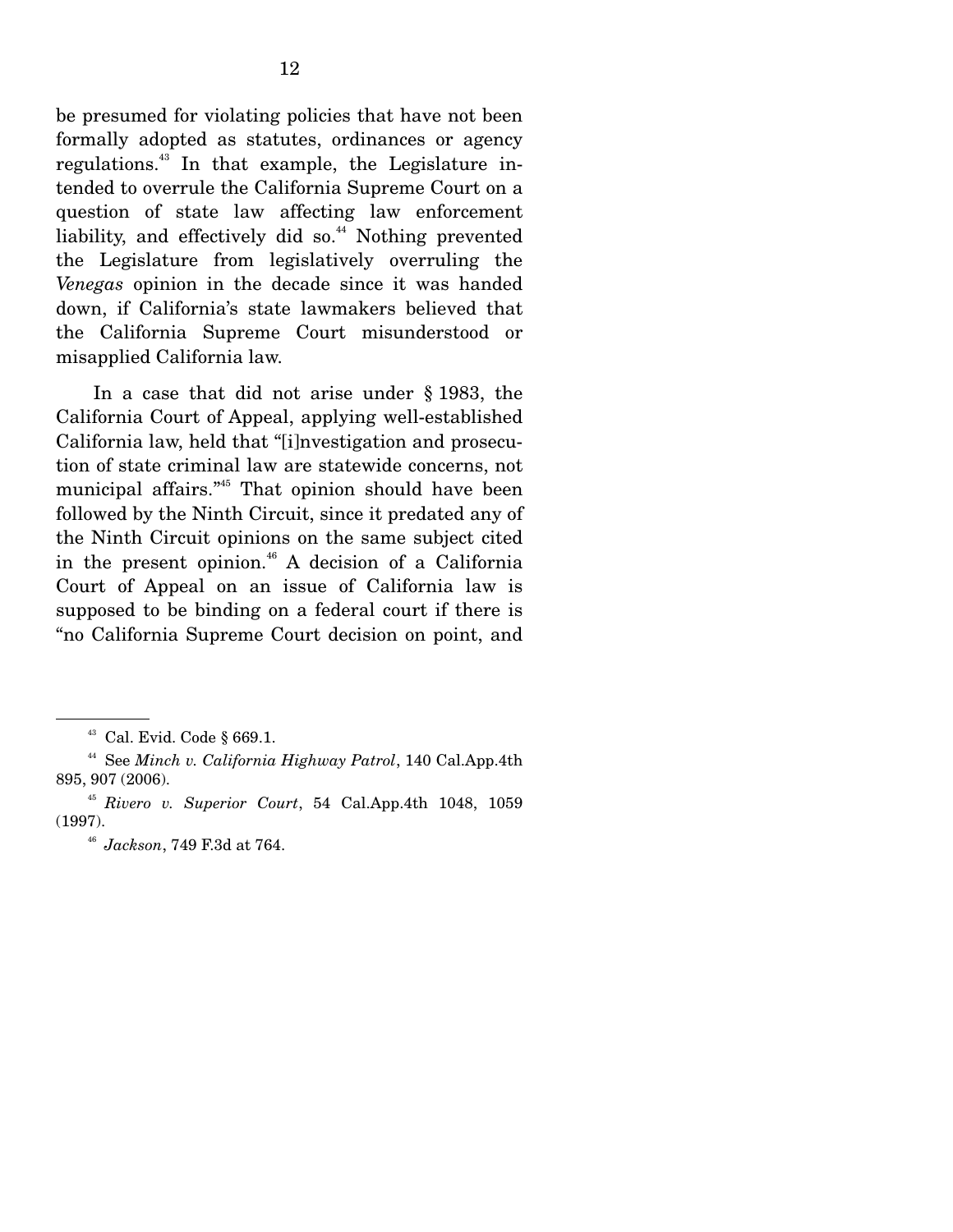be presumed for violating policies that have not been formally adopted as statutes, ordinances or agency regulations.[43] In that example, the Legislature intended to overrule the California Supreme Court on a question of state law affecting law enforcement liability, and effectively did so.[44] Nothing prevented the Legislature from legislatively overruling the *Venegas* opinion in the decade since it was handed down, if California's state lawmakers believed that the California Supreme Court misunderstood or misapplied California law.

In a case that did not arise under § 1983, the California Court of Appeal, applying well-established California law, held that "[i]nvestigation and prosecution of state criminal law are statewide concerns, not municipal affairs."[45] That opinion should have been followed by the Ninth Circuit, since it predated any of the Ninth Circuit opinions on the same subject cited in the present opinion.[46] A decision of a California Court of Appeal on an issue of California law is supposed to be binding on a federal court if there is "no California Supreme Court decision on point, and

---

[43] Cal. Evid. Code § 669.1.

[44] See *Minch v. California Highway Patrol*, 140 Cal.App.4th 895, 907 (2006).

[45] *Rivero v. Superior Court*, 54 Cal.App.4th 1048, 1059 (1997).

[46] *Jackson*, 749 F.3d at 764.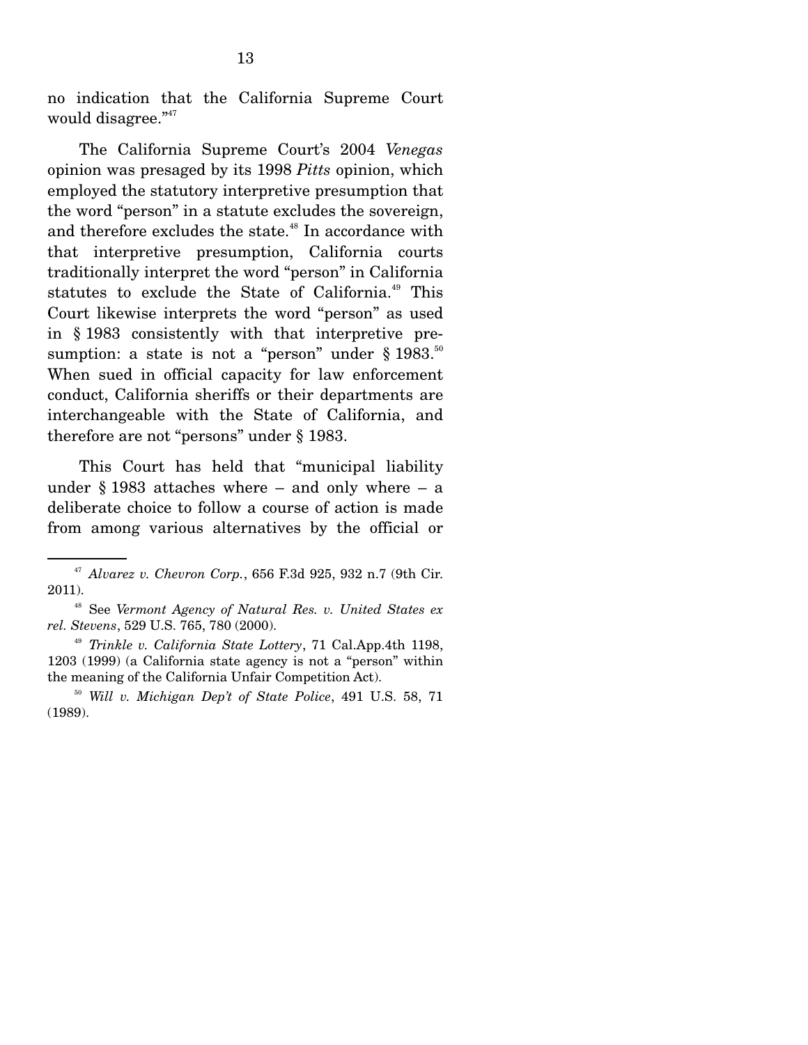no indication that the California Supreme Court would disagree."[47]

The California Supreme Court's 2004 *Venegas* opinion was presaged by its 1998 *Pitts* opinion, which employed the statutory interpretive presumption that the word "person" in a statute excludes the sovereign, and therefore excludes the state.[48] In accordance with that interpretive presumption, California courts traditionally interpret the word "person" in California statutes to exclude the State of California.[49] This Court likewise interprets the word "person" as used in § 1983 consistently with that interpretive presumption: a state is not a "person" under § 1983.[50] When sued in official capacity for law enforcement conduct, California sheriffs or their departments are interchangeable with the State of California, and therefore are not "persons" under § 1983.

This Court has held that "municipal liability under § 1983 attaches where – and only where – a deliberate choice to follow a course of action is made from among various alternatives by the official or

---

[47] *Alvarez v. Chevron Corp.*, 656 F.3d 925, 932 n.7 (9th Cir. 2011).

[48] See *Vermont Agency of Natural Res. v. United States ex rel. Stevens*, 529 U.S. 765, 780 (2000).

[49] *Trinkle v. California State Lottery*, 71 Cal.App.4th 1198, 1203 (1999) (a California state agency is not a "person" within the meaning of the California Unfair Competition Act).

[50] *Will v. Michigan Dep't of State Police*, 491 U.S. 58, 71 (1989).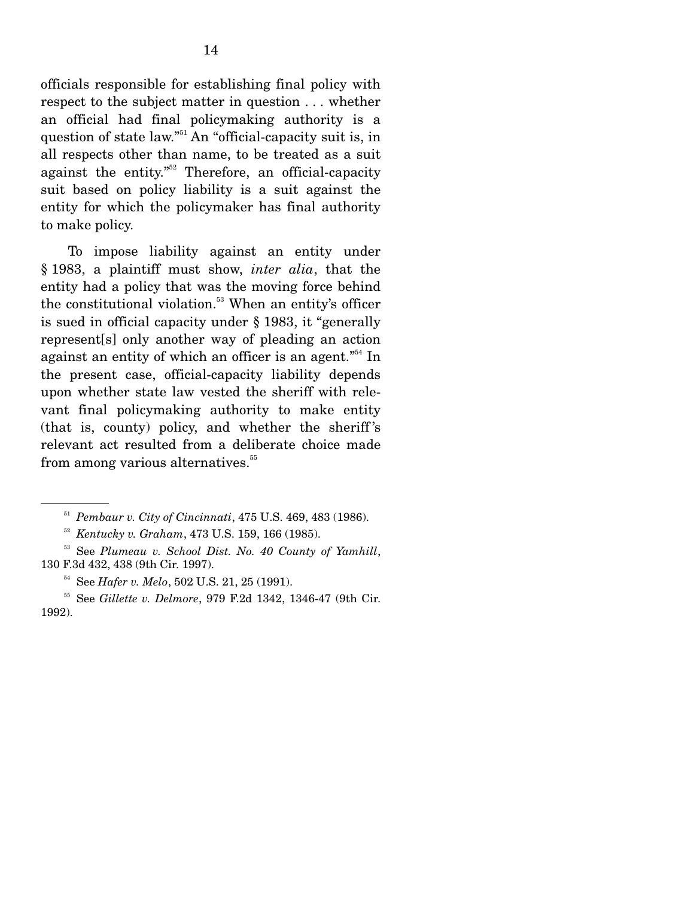officials responsible for establishing final policy with respect to the subject matter in question . . . whether an official had final policymaking authority is a question of state law."[51] An "official-capacity suit is, in all respects other than name, to be treated as a suit against the entity."[52] Therefore, an official-capacity suit based on policy liability is a suit against the entity for which the policymaker has final authority to make policy.

To impose liability against an entity under § 1983, a plaintiff must show, *inter alia*, that the entity had a policy that was the moving force behind the constitutional violation.[53] When an entity's officer is sued in official capacity under § 1983, it "generally represent[s] only another way of pleading an action against an entity of which an officer is an agent."[54] In the present case, official-capacity liability depends upon whether state law vested the sheriff with relevant final policymaking authority to make entity (that is, county) policy, and whether the sheriff's relevant act resulted from a deliberate choice made from among various alternatives.[55]

---

[51] *Pembaur v. City of Cincinnati*, 475 U.S. 469, 483 (1986).

[52] *Kentucky v. Graham*, 473 U.S. 159, 166 (1985).

[53] See *Plumeau v. School Dist. No. 40 County of Yamhill*, 130 F.3d 432, 438 (9th Cir. 1997).

[54] See *Hafer v. Melo*, 502 U.S. 21, 25 (1991).

[55] See *Gillette v. Delmore*, 979 F.2d 1342, 1346-47 (9th Cir. 1992).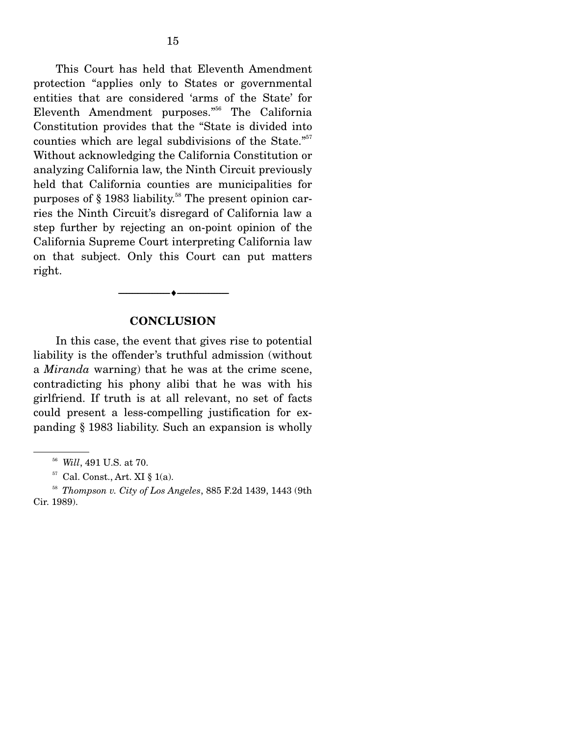This Court has held that Eleventh Amendment protection "applies only to States or governmental entities that are considered 'arms of the State' for Eleventh Amendment purposes."[56] The California Constitution provides that the "State is divided into counties which are legal subdivisions of the State."[57] Without acknowledging the California Constitution or analyzing California law, the Ninth Circuit previously held that California counties are municipalities for purposes of § 1983 liability.[58] The present opinion carries the Ninth Circuit's disregard of California law a step further by rejecting an on-point opinion of the California Supreme Court interpreting California law on that subject. Only this Court can put matters right.

---

## CONCLUSION

In this case, the event that gives rise to potential liability is the offender's truthful admission (without a *Miranda* warning) that he was at the crime scene, contradicting his phony alibi that he was with his girlfriend. If truth is at all relevant, no set of facts could present a less-compelling justification for expanding § 1983 liability. Such an expansion is wholly

---

[56] *Will*, 491 U.S. at 70.

[57] Cal. Const., Art. XI § 1(a).

[58] *Thompson v. City of Los Angeles*, 885 F.2d 1439, 1443 (9th Cir. 1989).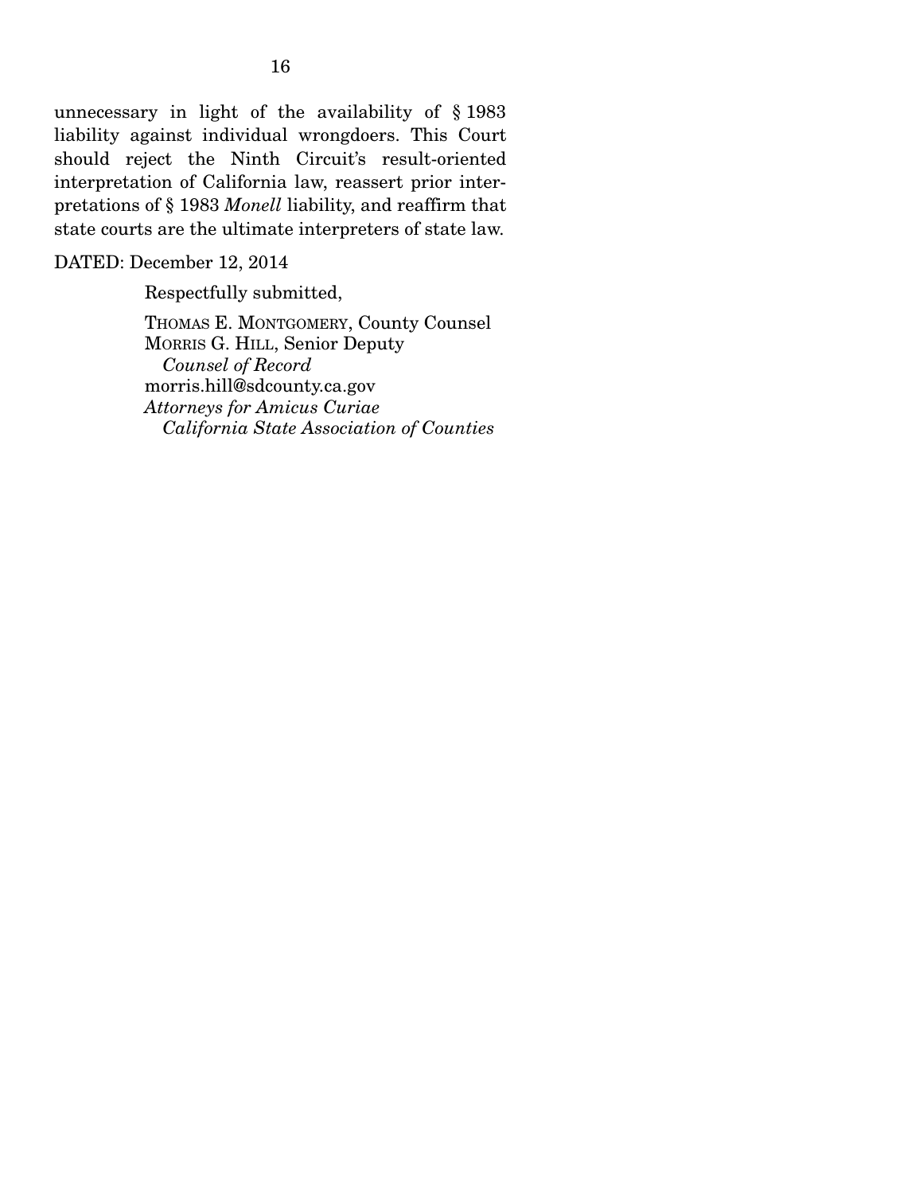unnecessary in light of the availability of § 1983 liability against individual wrongdoers. This Court should reject the Ninth Circuit's result-oriented interpretation of California law, reassert prior interpretations of § 1983 *Monell* liability, and reaffirm that state courts are the ultimate interpreters of state law.

DATED: December 12, 2014

Respectfully submitted,

THOMAS E. MONTGOMERY, County Counsel
MORRIS G. HILL, Senior Deputy
*Counsel of Record*
morris.hill@sdcounty.ca.gov
*Attorneys for Amicus Curiae*
*California State Association of Counties*